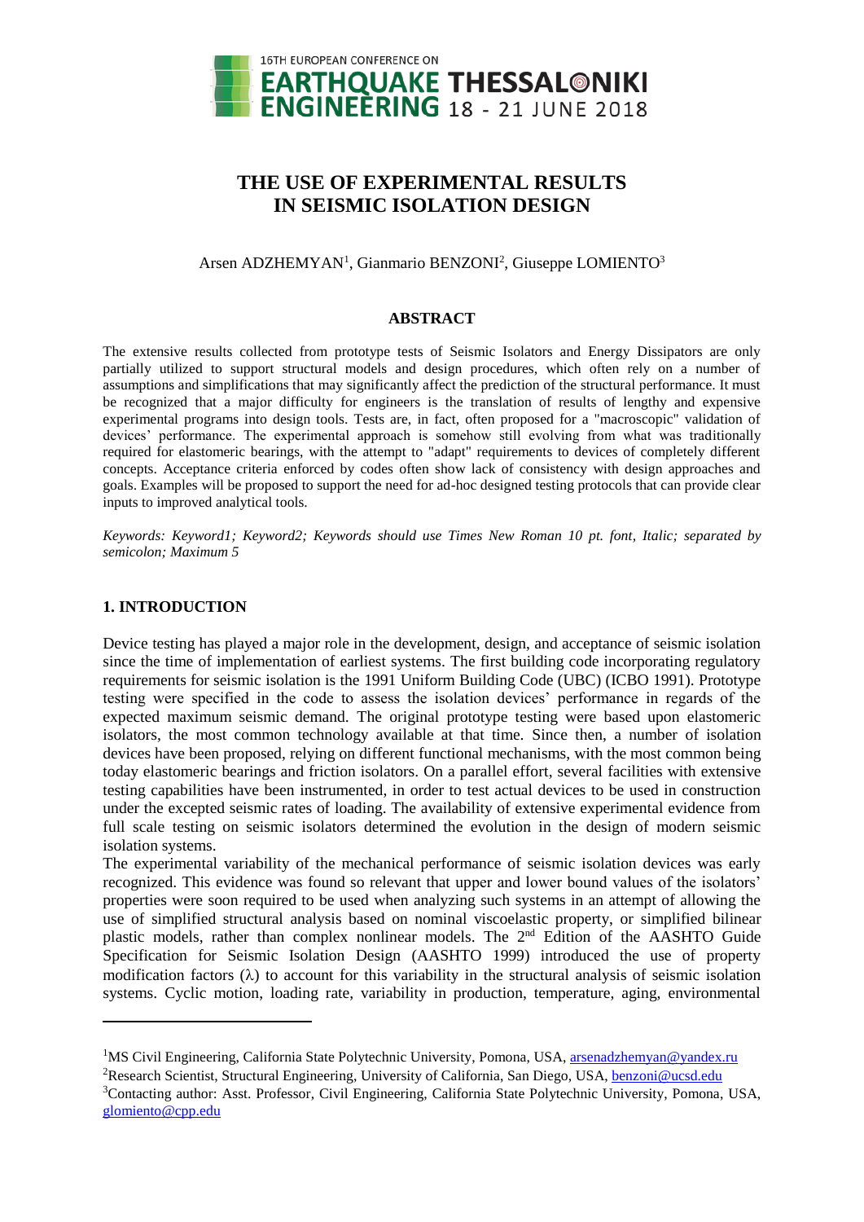# THE USE OF EXPERIMENTAL RESULTS IN SEISMIC ISOLATION DESIGN

Arsen ADZHEMYAN[1], Gianmario BENZONI[2], Giuseppe LOMIENTO[3]

## ABSTRACT

The extensive results collected from prototype tests of Seismic Isolators and Energy Dissipators are only partially utilized to support structural models and design procedures, which often rely on a number of assumptions and simplifications that may significantly affect the prediction of the structural performance. It must be recognized that a major difficulty for engineers is the translation of results of lengthy and expensive experimental programs into design tools. Tests are, in fact, often proposed for a "macroscopic" validation of devices' performance. The experimental approach is somehow still evolving from what was traditionally required for elastomeric bearings, with the attempt to "adapt" requirements to devices of completely different concepts. Acceptance criteria enforced by codes often show lack of consistency with design approaches and goals. Examples will be proposed to support the need for ad-hoc designed testing protocols that can provide clear inputs to improved analytical tools.

*Keywords: Keyword1; Keyword2; Keywords should use Times New Roman 10 pt. font, Italic; separated by semicolon; Maximum 5*

## 1. INTRODUCTION

Device testing has played a major role in the development, design, and acceptance of seismic isolation since the time of implementation of earliest systems. The first building code incorporating regulatory requirements for seismic isolation is the 1991 Uniform Building Code (UBC) (ICBO 1991). Prototype testing were specified in the code to assess the isolation devices' performance in regards of the expected maximum seismic demand. The original prototype testing were based upon elastomeric isolators, the most common technology available at that time. Since then, a number of isolation devices have been proposed, relying on different functional mechanisms, with the most common being today elastomeric bearings and friction isolators. On a parallel effort, several facilities with extensive testing capabilities have been instrumented, in order to test actual devices to be used in construction under the excepted seismic rates of loading. The availability of extensive experimental evidence from full scale testing on seismic isolators determined the evolution in the design of modern seismic isolation systems.
The experimental variability of the mechanical performance of seismic isolation devices was early recognized. This evidence was found so relevant that upper and lower bound values of the isolators' properties were soon required to be used when analyzing such systems in an attempt of allowing the use of simplified structural analysis based on nominal viscoelastic property, or simplified bilinear plastic models, rather than complex nonlinear models. The 2nd Edition of the AASHTO Guide Specification for Seismic Isolation Design (AASHTO 1999) introduced the use of property modification factors (λ) to account for this variability in the structural analysis of seismic isolation systems. Cyclic motion, loading rate, variability in production, temperature, aging, environmental

---

[1]MS Civil Engineering, California State Polytechnic University, Pomona, USA, arsenadzhemyan@yandex.ru
[2]Research Scientist, Structural Engineering, University of California, San Diego, USA, benzoni@ucsd.edu
[3]Contacting author: Asst. Professor, Civil Engineering, California State Polytechnic University, Pomona, USA, glomiento@cpp.edu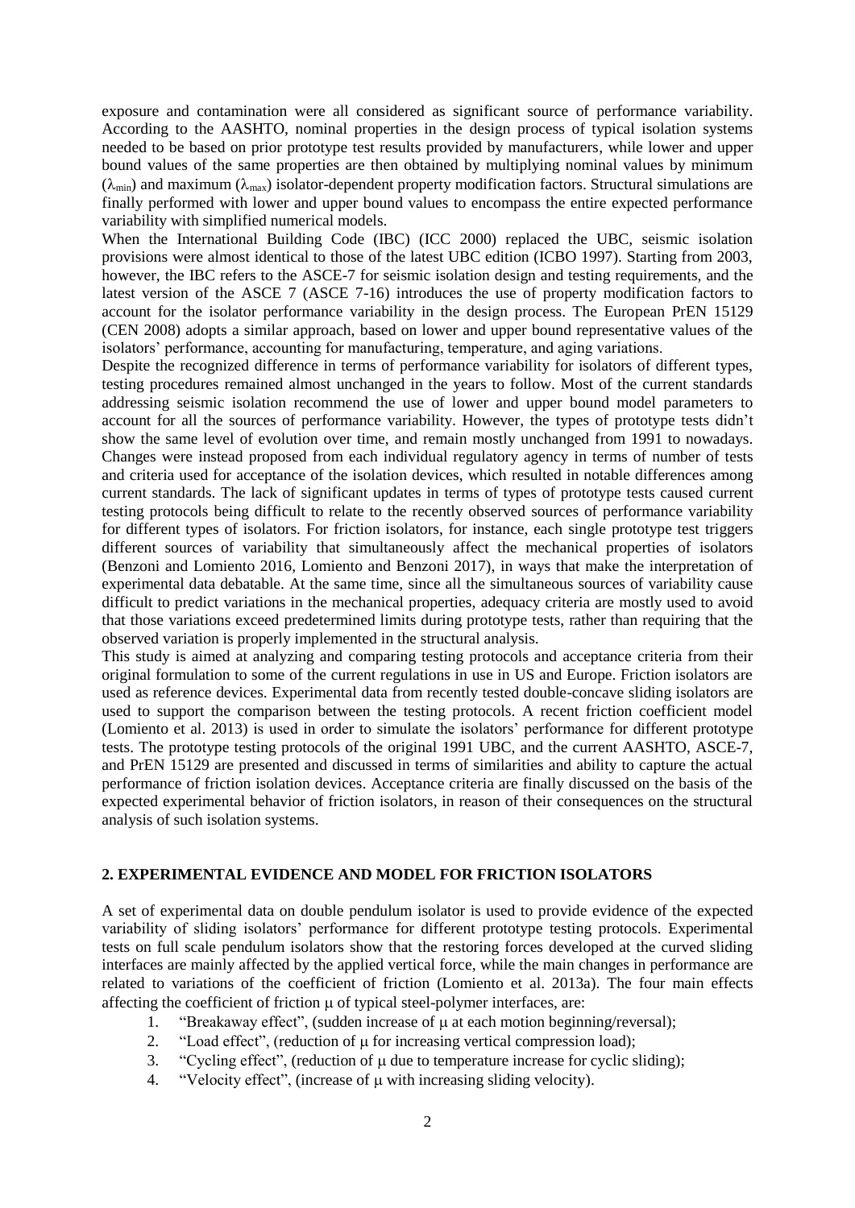exposure and contamination were all considered as significant source of performance variability. According to the AASHTO, nominal properties in the design process of typical isolation systems needed to be based on prior prototype test results provided by manufacturers, while lower and upper bound values of the same properties are then obtained by multiplying nominal values by minimum ($\lambda_{min}$) and maximum ($\lambda_{max}$) isolator-dependent property modification factors. Structural simulations are finally performed with lower and upper bound values to encompass the entire expected performance variability with simplified numerical models.

When the International Building Code (IBC) (ICC 2000) replaced the UBC, seismic isolation provisions were almost identical to those of the latest UBC edition (ICBO 1997). Starting from 2003, however, the IBC refers to the ASCE-7 for seismic isolation design and testing requirements, and the latest version of the ASCE 7 (ASCE 7-16) introduces the use of property modification factors to account for the isolator performance variability in the design process. The European PrEN 15129 (CEN 2008) adopts a similar approach, based on lower and upper bound representative values of the isolators' performance, accounting for manufacturing, temperature, and aging variations.

Despite the recognized difference in terms of performance variability for isolators of different types, testing procedures remained almost unchanged in the years to follow. Most of the current standards addressing seismic isolation recommend the use of lower and upper bound model parameters to account for all the sources of performance variability. However, the types of prototype tests didn't show the same level of evolution over time, and remain mostly unchanged from 1991 to nowadays. Changes were instead proposed from each individual regulatory agency in terms of number of tests and criteria used for acceptance of the isolation devices, which resulted in notable differences among current standards. The lack of significant updates in terms of types of prototype tests caused current testing protocols being difficult to relate to the recently observed sources of performance variability for different types of isolators. For friction isolators, for instance, each single prototype test triggers different sources of variability that simultaneously affect the mechanical properties of isolators (Benzoni and Lomiento 2016, Lomiento and Benzoni 2017), in ways that make the interpretation of experimental data debatable. At the same time, since all the simultaneous sources of variability cause difficult to predict variations in the mechanical properties, adequacy criteria are mostly used to avoid that those variations exceed predetermined limits during prototype tests, rather than requiring that the observed variation is properly implemented in the structural analysis.

This study is aimed at analyzing and comparing testing protocols and acceptance criteria from their original formulation to some of the current regulations in use in US and Europe. Friction isolators are used as reference devices. Experimental data from recently tested double-concave sliding isolators are used to support the comparison between the testing protocols. A recent friction coefficient model (Lomiento et al. 2013) is used in order to simulate the isolators' performance for different prototype tests. The prototype testing protocols of the original 1991 UBC, and the current AASHTO, ASCE-7, and PrEN 15129 are presented and discussed in terms of similarities and ability to capture the actual performance of friction isolation devices. Acceptance criteria are finally discussed on the basis of the expected experimental behavior of friction isolators, in reason of their consequences on the structural analysis of such isolation systems.

## 2. EXPERIMENTAL EVIDENCE AND MODEL FOR FRICTION ISOLATORS

A set of experimental data on double pendulum isolator is used to provide evidence of the expected variability of sliding isolators' performance for different prototype testing protocols. Experimental tests on full scale pendulum isolators show that the restoring forces developed at the curved sliding interfaces are mainly affected by the applied vertical force, while the main changes in performance are related to variations of the coefficient of friction (Lomiento et al. 2013a). The four main effects affecting the coefficient of friction $\mu$ of typical steel-polymer interfaces, are:

1. "Breakaway effect", (sudden increase of $\mu$ at each motion beginning/reversal);
2. "Load effect", (reduction of $\mu$ for increasing vertical compression load);
3. "Cycling effect", (reduction of $\mu$ due to temperature increase for cyclic sliding);
4. "Velocity effect", (increase of $\mu$ with increasing sliding velocity).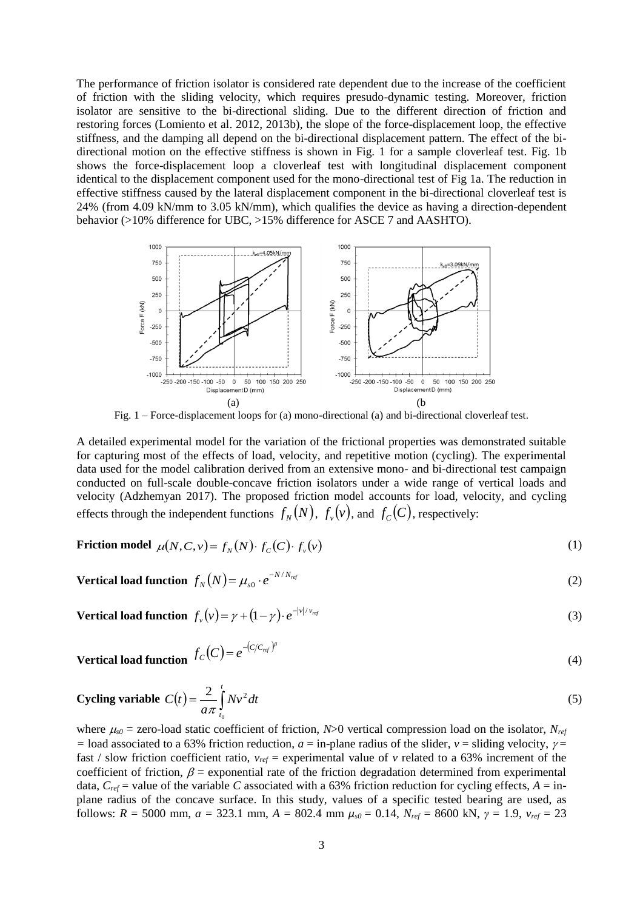The performance of friction isolator is considered rate dependent due to the increase of the coefficient of friction with the sliding velocity, which requires presudo-dynamic testing. Moreover, friction isolator are sensitive to the bi-directional sliding. Due to the different direction of friction and restoring forces (Lomiento et al. 2012, 2013b), the slope of the force-displacement loop, the effective stiffness, and the damping all depend on the bi-directional displacement pattern. The effect of the bi-directional motion on the effective stiffness is shown in Fig. 1 for a sample cloverleaf test. Fig. 1b shows the force-displacement loop a cloverleaf test with longitudinal displacement component identical to the displacement component used for the mono-directional test of Fig 1a. The reduction in effective stiffness caused by the lateral displacement component in the bi-directional cloverleaf test is 24% (from 4.09 kN/mm to 3.05 kN/mm), which qualifies the device as having a direction-dependent behavior (>10% difference for UBC, >15% difference for ASCE 7 and AASHTO).

Fig. 1 – Force-displacement loops for (a) mono-directional (a) and bi-directional cloverleaf test.

A detailed experimental model for the variation of the frictional properties was demonstrated suitable for capturing most of the effects of load, velocity, and repetitive motion (cycling). The experimental data used for the model calibration derived from an extensive mono- and bi-directional test campaign conducted on full-scale double-concave friction isolators under a wide range of vertical loads and velocity (Adzhemyan 2017). The proposed friction model accounts for load, velocity, and cycling effects through the independent functions $f_N(N)$, $f_v(v)$, and $f_C(C)$, respectively:

**Friction model** $$\mu(N,C,v) = f_N(N) \cdot f_C(C) \cdot f_v(v) \tag{1}$$

**Vertical load function** $$f_N(N) = \mu_{s0} \cdot e^{-N/N_{ref}} \tag{2}$$

**Vertical load function** $$f_v(v) = \gamma + (1-\gamma) \cdot e^{-|v|/v_{ref}} \tag{3}$$

**Vertical load function** $$f_C(C) = e^{-\left(C/C_{ref}\right)^{\beta}} \tag{4}$$

**Cycling variable** $$C(t) = \frac{2}{a\pi} \int_{t_0}^{t} N v^2 dt \tag{5}$$

where $\mu_{s0}$ = zero-load static coefficient of friction, $N$>0 vertical compression load on the isolator, $N_{ref}$ = load associated to a 63% friction reduction, $a$ = in-plane radius of the slider, $v$ = sliding velocity, $\gamma$ = fast / slow friction coefficient ratio, $v_{ref}$ = experimental value of $v$ related to a 63% increment of the coefficient of friction, $\beta$ = exponential rate of the friction degradation determined from experimental data, $C_{ref}$ = value of the variable $C$ associated with a 63% friction reduction for cycling effects, $A$ = in-plane radius of the concave surface. In this study, values of a specific tested bearing are used, as follows: $R$ = 5000 mm, $a$ = 323.1 mm, $A$ = 802.4 mm $\mu_{s0}$ = 0.14, $N_{ref}$ = 8600 kN, $\gamma$ = 1.9, $v_{ref}$ = 23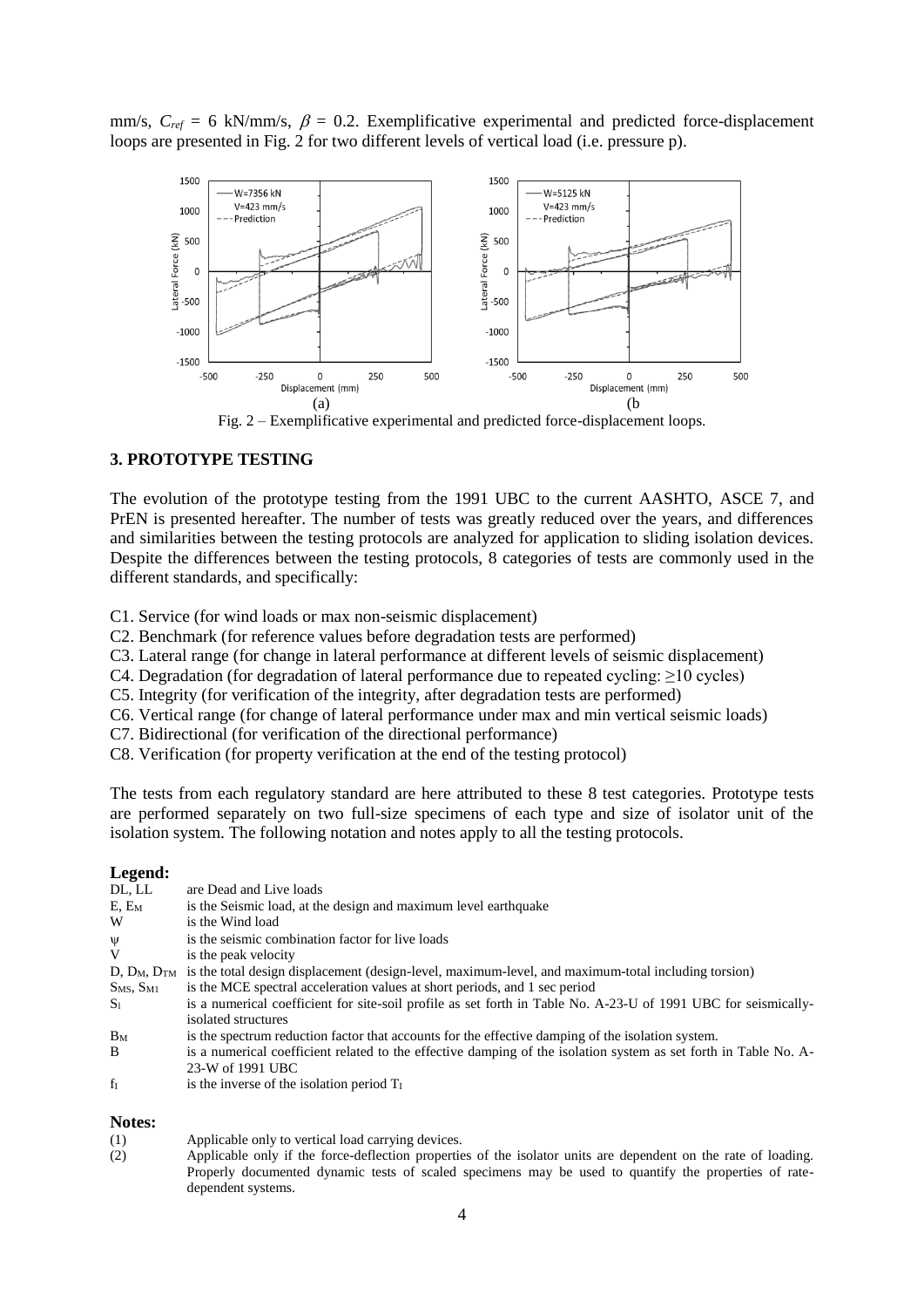mm/s, $C_{ref}$ = 6 kN/mm/s, $\beta$ = 0.2. Exemplificative experimental and predicted force-displacement loops are presented in Fig. 2 for two different levels of vertical load (i.e. pressure p).

Fig. 2 – Exemplificative experimental and predicted force-displacement loops.

## 3. PROTOTYPE TESTING

The evolution of the prototype testing from the 1991 UBC to the current AASHTO, ASCE 7, and PrEN is presented hereafter. The number of tests was greatly reduced over the years, and differences and similarities between the testing protocols are analyzed for application to sliding isolation devices. Despite the differences between the testing protocols, 8 categories of tests are commonly used in the different standards, and specifically:

C1. Service (for wind loads or max non-seismic displacement)
C2. Benchmark (for reference values before degradation tests are performed)
C3. Lateral range (for change in lateral performance at different levels of seismic displacement)
C4. Degradation (for degradation of lateral performance due to repeated cycling: ≥10 cycles)
C5. Integrity (for verification of the integrity, after degradation tests are performed)
C6. Vertical range (for change of lateral performance under max and min vertical seismic loads)
C7. Bidirectional (for verification of the directional performance)
C8. Verification (for property verification at the end of the testing protocol)

The tests from each regulatory standard are here attributed to these 8 test categories. Prototype tests are performed separately on two full-size specimens of each type and size of isolator unit of the isolation system. The following notation and notes apply to all the testing protocols.

**Legend:**

| | |
|---|---|
| DL, LL | are Dead and Live loads |
| E, $E_M$ | is the Seismic load, at the design and maximum level earthquake |
| W | is the Wind load |
| $\psi$ | is the seismic combination factor for live loads |
| V | is the peak velocity |
| D, $D_M$, $D_{TM}$ | is the total design displacement (design-level, maximum-level, and maximum-total including torsion) |
| $S_{MS}$, $S_{M1}$ | is the MCE spectral acceleration values at short periods, and 1 sec period |
| $S_I$ | is a numerical coefficient for site-soil profile as set forth in Table No. A-23-U of 1991 UBC for seismically-isolated structures |
| $B_M$ | is the spectrum reduction factor that accounts for the effective damping of the isolation system. |
| B | is a numerical coefficient related to the effective damping of the isolation system as set forth in Table No. A-23-W of 1991 UBC |
| $f_I$ | is the inverse of the isolation period $T_I$ |

**Notes:**

(1) Applicable only to vertical load carrying devices.

(2) Applicable only if the force-deflection properties of the isolator units are dependent on the rate of loading. Properly documented dynamic tests of scaled specimens may be used to quantify the properties of rate-dependent systems.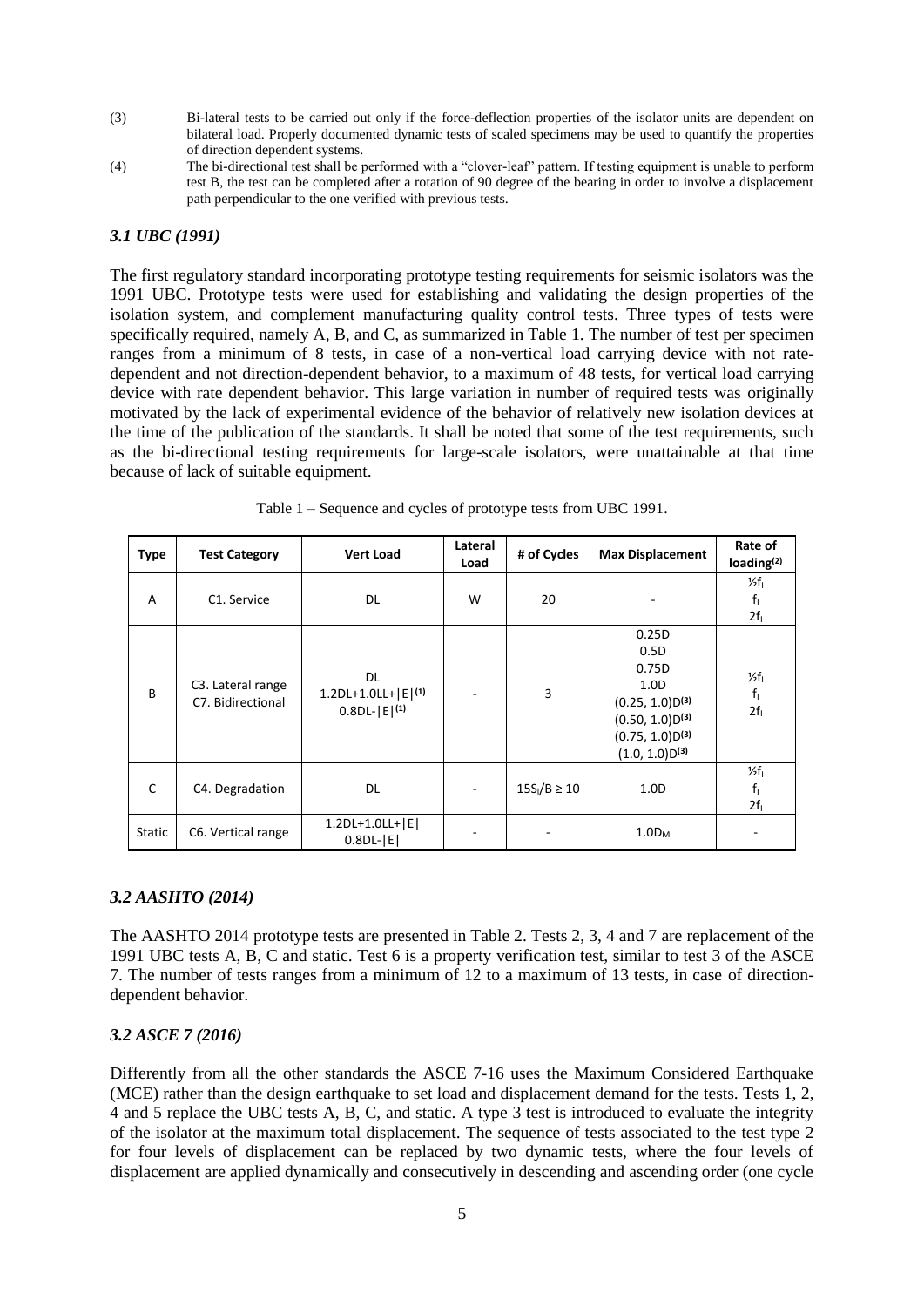(3) Bi-lateral tests to be carried out only if the force-deflection properties of the isolator units are dependent on bilateral load. Properly documented dynamic tests of scaled specimens may be used to quantify the properties of direction dependent systems.

(4) The bi-directional test shall be performed with a "clover-leaf" pattern. If testing equipment is unable to perform test B, the test can be completed after a rotation of 90 degree of the bearing in order to involve a displacement path perpendicular to the one verified with previous tests.

### *3.1 UBC (1991)*

The first regulatory standard incorporating prototype testing requirements for seismic isolators was the 1991 UBC. Prototype tests were used for establishing and validating the design properties of the isolation system, and complement manufacturing quality control tests. Three types of tests were specifically required, namely A, B, and C, as summarized in Table 1. The number of test per specimen ranges from a minimum of 8 tests, in case of a non-vertical load carrying device with not rate-dependent and not direction-dependent behavior, to a maximum of 48 tests, for vertical load carrying device with rate dependent behavior. This large variation in number of required tests was originally motivated by the lack of experimental evidence of the behavior of relatively new isolation devices at the time of the publication of the standards. It shall be noted that some of the test requirements, such as the bi-directional testing requirements for large-scale isolators, were unattainable at that time because of lack of suitable equipment.

Table 1 – Sequence and cycles of prototype tests from UBC 1991.

| Type | Test Category | Vert Load | Lateral Load | # of Cycles | Max Displacement | Rate of loading[(2)] |
|---|---|---|---|---|---|---|
| A | C1. Service | DL | W | 20 | - | ½$f_l$<br>$f_l$<br>2$f_l$ |
| B | C3. Lateral range<br>C7. Bidirectional | DL<br>1.2DL+1.0LL+\|E\|[(1)]<br>0.8DL-\|E\|[(1)] | - | 3 | 0.25D<br>0.5D<br>0.75D<br>1.0D<br>(0.25, 1.0)D[(3)]<br>(0.50, 1.0)D[(3)]<br>(0.75, 1.0)D[(3)]<br>(1.0, 1.0)D[(3)] | ½$f_l$<br>$f_l$<br>2$f_l$ |
| C | C4. Degradation | DL | - | $15S_l/B \geq 10$ | 1.0D | ½$f_l$<br>$f_l$<br>2$f_l$ |
| Static | C6. Vertical range | 1.2DL+1.0LL+\|E\|<br>0.8DL-\|E\| | - | - | 1.0$D_M$ | - |

### *3.2 AASHTO (2014)*

The AASHTO 2014 prototype tests are presented in Table 2. Tests 2, 3, 4 and 7 are replacement of the 1991 UBC tests A, B, C and static. Test 6 is a property verification test, similar to test 3 of the ASCE 7. The number of tests ranges from a minimum of 12 to a maximum of 13 tests, in case of direction-dependent behavior.

### *3.2 ASCE 7 (2016)*

Differently from all the other standards the ASCE 7-16 uses the Maximum Considered Earthquake (MCE) rather than the design earthquake to set load and displacement demand for the tests. Tests 1, 2, 4 and 5 replace the UBC tests A, B, C, and static. A type 3 test is introduced to evaluate the integrity of the isolator at the maximum total displacement. The sequence of tests associated to the test type 2 for four levels of displacement can be replaced by two dynamic tests, where the four levels of displacement are applied dynamically and consecutively in descending and ascending order (one cycle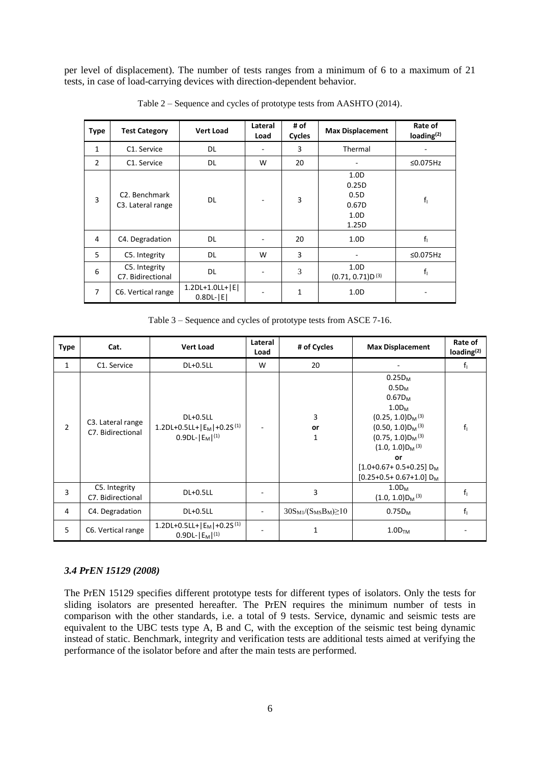per level of displacement). The number of tests ranges from a minimum of 6 to a maximum of 21 tests, in case of load-carrying devices with direction-dependent behavior.

Table 2 – Sequence and cycles of prototype tests from AASHTO (2014).

| Type | Test Category | Vert Load | Lateral Load | # of Cycles | Max Displacement | Rate of loading[(2)] |
|---|---|---|---|---|---|---|
| 1 | C1. Service | DL | - | 3 | Thermal | - |
| 2 | C1. Service | DL | W | 20 | - | ≤0.075Hz |
| 3 | C2. Benchmark<br>C3. Lateral range | DL | - | 3 | 1.0D<br>0.25D<br>0.5D<br>0.67D<br>1.0D<br>1.25D | $f_I$ |
| 4 | C4. Degradation | DL | - | 20 | 1.0D | $f_I$ |
| 5 | C5. Integrity | DL | W | 3 | - | ≤0.075Hz |
| 6 | C5. Integrity<br>C7. Bidirectional | DL | - | 3 | 1.0D<br>(0.71, 0.71)D[(3)] | $f_I$ |
| 7 | C6. Vertical range | 1.2DL+1.0LL+\|E\|<br>0.8DL-\|E\| | - | 1 | 1.0D | - |

Table 3 – Sequence and cycles of prototype tests from ASCE 7-16.

| Type | Cat. | Vert Load | Lateral Load | # of Cycles | Max Displacement | Rate of loading[(2)] |
|---|---|---|---|---|---|---|
| 1 | C1. Service | DL+0.5LL | W | 20 | - | $f_I$ |
| 2 | C3. Lateral range<br>C7. Bidirectional | DL+0.5LL<br>1.2DL+0.5LL+\|$E_M$\|+0.2S[(1)]<br>0.9DL-\|$E_M$\|[(1)] | - | 3<br>**or**<br>1 | $0.25D_M$<br>$0.5D_M$<br>$0.67D_M$<br>$1.0D_M$<br>$(0.25, 1.0)D_M$[(3)]<br>$(0.50, 1.0)D_M$[(3)]<br>$(0.75, 1.0)D_M$[(3)]<br>$(1.0, 1.0)D_M$[(3)]<br>**or**<br>$[1.0+0.67+0.5+0.25]\ D_M$<br>$[0.25+0.5+0.67+1.0]\ D_M$ | $f_I$ |
| 3 | C5. Integrity<br>C7. Bidirectional | DL+0.5LL | - | 3 | $1.0D_M$<br>$(1.0, 1.0)D_M$[(3)] | $f_I$ |
| 4 | C4. Degradation | DL+0.5LL | - | $30S_{M1}/(S_{MS}B_M)\geq 10$ | $0.75D_M$ | $f_I$ |
| 5 | C6. Vertical range | 1.2DL+0.5LL+\|$E_M$\|+0.2S[(1)]<br>0.9DL-\|$E_M$\|[(1)] | - | 1 | $1.0D_{TM}$ | - |

### *3.4 PrEN 15129 (2008)*

The PrEN 15129 specifies different prototype tests for different types of isolators. Only the tests for sliding isolators are presented hereafter. The PrEN requires the minimum number of tests in comparison with the other standards, i.e. a total of 9 tests. Service, dynamic and seismic tests are equivalent to the UBC tests type A, B and C, with the exception of the seismic test being dynamic instead of static. Benchmark, integrity and verification tests are additional tests aimed at verifying the performance of the isolator before and after the main tests are performed.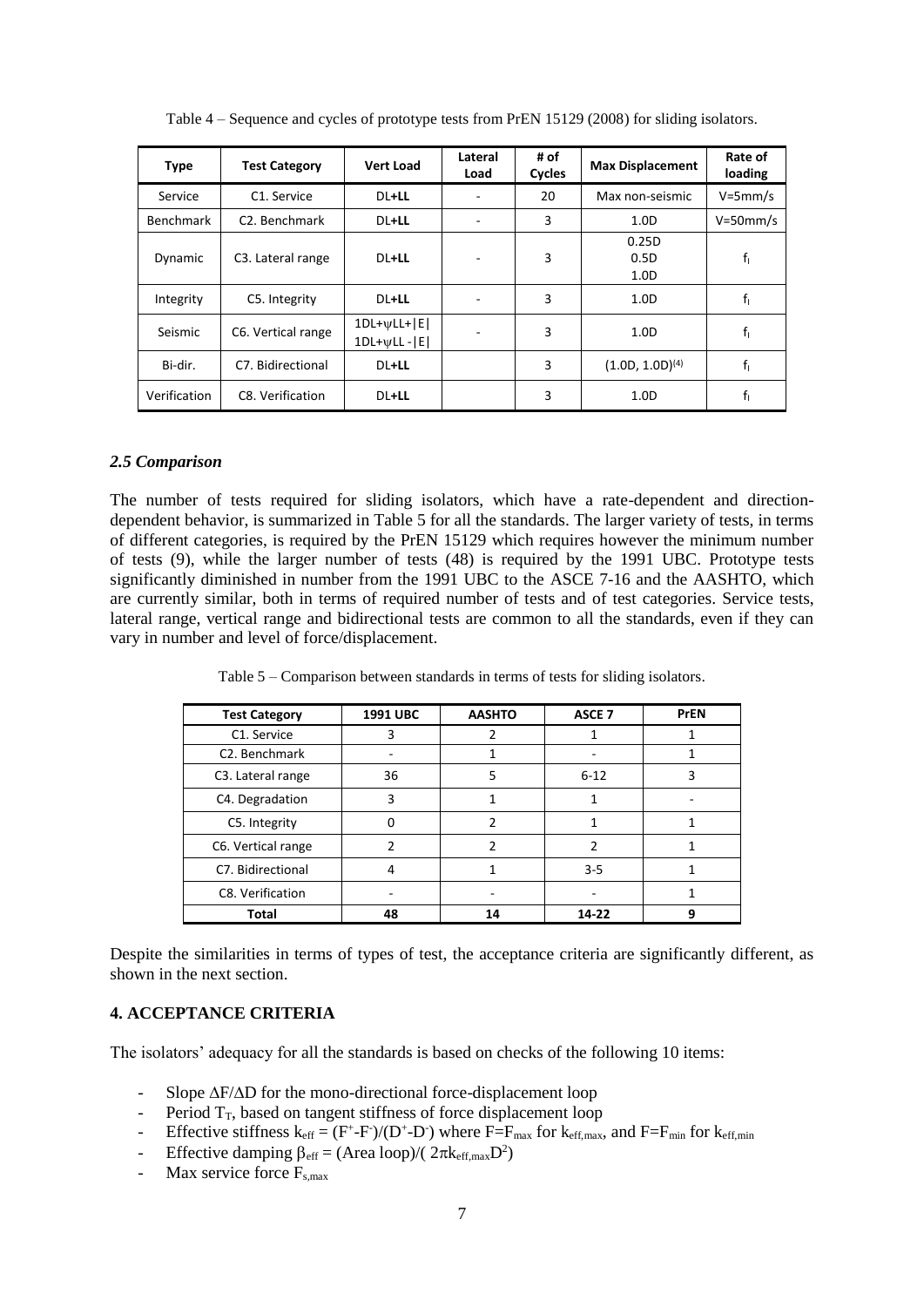Table 4 – Sequence and cycles of prototype tests from PrEN 15129 (2008) for sliding isolators.

| Type | Test Category | Vert Load | Lateral Load | # of Cycles | Max Displacement | Rate of loading |
|---|---|---|---|---|---|---|
| Service | C1. Service | DL+**LL** | - | 20 | Max non-seismic | V=5mm/s |
| Benchmark | C2. Benchmark | DL+**LL** | - | 3 | 1.0D | V=50mm/s |
| Dynamic | C3. Lateral range | DL+**LL** | - | 3 | 0.25D<br>0.5D<br>1.0D | $f_I$ |
| Integrity | C5. Integrity | DL+**LL** | - | 3 | 1.0D | $f_I$ |
| Seismic | C6. Vertical range | 1DL+$\psi$LL+\|E\|<br>1DL+$\psi$LL -\|E\| | - | 3 | 1.0D | $f_I$ |
| Bi-dir. | C7. Bidirectional | DL+**LL** | | 3 | (1.0D, 1.0D)[(4)] | $f_I$ |
| Verification | C8. Verification | DL+**LL** | | 3 | 1.0D | $f_I$ |

### *2.5 Comparison*

The number of tests required for sliding isolators, which have a rate-dependent and direction-dependent behavior, is summarized in Table 5 for all the standards. The larger variety of tests, in terms of different categories, is required by the PrEN 15129 which requires however the minimum number of tests (9), while the larger number of tests (48) is required by the 1991 UBC. Prototype tests significantly diminished in number from the 1991 UBC to the ASCE 7-16 and the AASHTO, which are currently similar, both in terms of required number of tests and of test categories. Service tests, lateral range, vertical range and bidirectional tests are common to all the standards, even if they can vary in number and level of force/displacement.

Table 5 – Comparison between standards in terms of tests for sliding isolators.

| Test Category | 1991 UBC | AASHTO | ASCE 7 | PrEN |
|---|---|---|---|---|
| C1. Service | 3 | 2 | 1 | 1 |
| C2. Benchmark | - | 1 | - | 1 |
| C3. Lateral range | 36 | 5 | 6-12 | 3 |
| C4. Degradation | 3 | 1 | 1 | - |
| C5. Integrity | 0 | 2 | 1 | 1 |
| C6. Vertical range | 2 | 2 | 2 | 1 |
| C7. Bidirectional | 4 | 1 | 3-5 | 1 |
| C8. Verification | - | - | - | 1 |
| **Total** | **48** | **14** | **14-22** | **9** |

Despite the similarities in terms of types of test, the acceptance criteria are significantly different, as shown in the next section.

## 4. ACCEPTANCE CRITERIA

The isolators' adequacy for all the standards is based on checks of the following 10 items:

- Slope $\Delta F/\Delta D$ for the mono-directional force-displacement loop
- Period $T_T$, based on tangent stiffness of force displacement loop
- Effective stiffness $k_{eff} = (F^+-F^-)/(D^+-D^-)$ where $F=F_{max}$ for $k_{eff,max}$, and $F=F_{min}$ for $k_{eff,min}$
- Effective damping $\beta_{eff}$ = (Area loop)/( $2\pi k_{eff,max}D^2$)
- Max service force $F_{s,max}$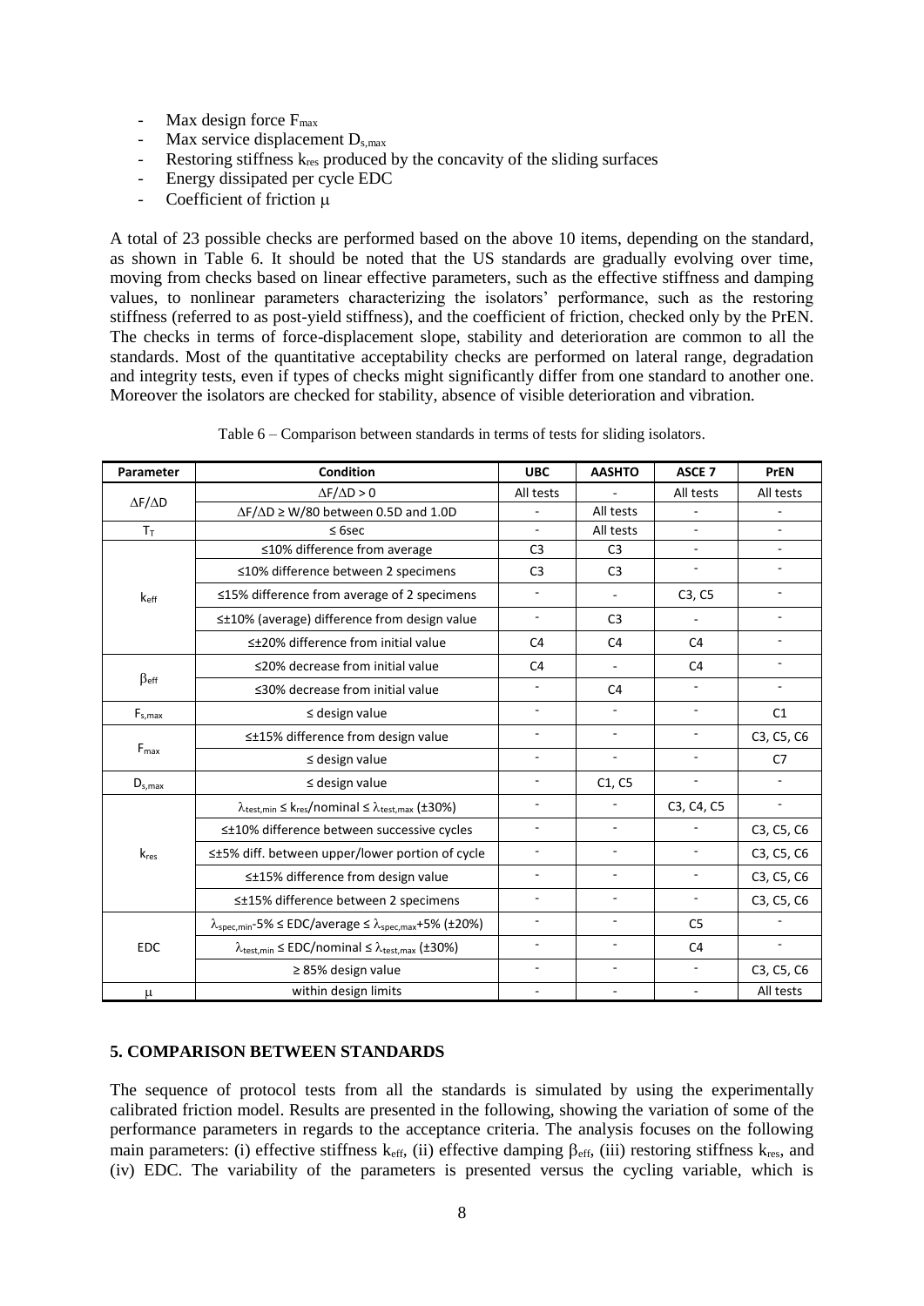- Max design force $F_{max}$
- Max service displacement $D_{s,max}$
- Restoring stiffness $k_{res}$ produced by the concavity of the sliding surfaces
- Energy dissipated per cycle EDC
- Coefficient of friction $\mu$

A total of 23 possible checks are performed based on the above 10 items, depending on the standard, as shown in Table 6. It should be noted that the US standards are gradually evolving over time, moving from checks based on linear effective parameters, such as the effective stiffness and damping values, to nonlinear parameters characterizing the isolators' performance, such as the restoring stiffness (referred to as post-yield stiffness), and the coefficient of friction, checked only by the PrEN. The checks in terms of force-displacement slope, stability and deterioration are common to all the standards. Most of the quantitative acceptability checks are performed on lateral range, degradation and integrity tests, even if types of checks might significantly differ from one standard to another one. Moreover the isolators are checked for stability, absence of visible deterioration and vibration.

Table 6 – Comparison between standards in terms of tests for sliding isolators.

| Parameter | Condition | UBC | AASHTO | ASCE 7 | PrEN |
|---|---|---|---|---|---|
| $\Delta F/\Delta D$ | $\Delta F/\Delta D > 0$ | All tests | - | All tests | All tests |
| | $\Delta F/\Delta D \geq W/80$ between 0.5D and 1.0D | - | All tests | - | - |
| $T_T$ | $\leq$ 6sec | - | All tests | - | - |
| $k_{eff}$ | ≤10% difference from average | C3 | C3 | - | - |
| | ≤10% difference between 2 specimens | C3 | C3 | - | - |
| | ≤15% difference from average of 2 specimens | - | - | C3, C5 | - |
| | ≤±10% (average) difference from design value | - | C3 | - | - |
| | ≤±20% difference from initial value | C4 | C4 | C4 | - |
| $\beta_{eff}$ | ≤20% decrease from initial value | C4 | - | C4 | - |
| | ≤30% decrease from initial value | - | C4 | - | - |
| $F_{s,max}$ | ≤ design value | - | - | - | C1 |
| $F_{max}$ | ≤±15% difference from design value | - | - | - | C3, C5, C6 |
| | ≤ design value | - | - | - | C7 |
| $D_{s,max}$ | ≤ design value | - | C1, C5 | - | - |
| $k_{res}$ | $\lambda_{test,min} \leq k_{res}$/nominal $\leq \lambda_{test,max}$ (±30%) | - | - | C3, C4, C5 | - |
| | ≤±10% difference between successive cycles | - | - | - | C3, C5, C6 |
| | ≤±5% diff. between upper/lower portion of cycle | - | - | - | C3, C5, C6 |
| | ≤±15% difference from design value | - | - | - | C3, C5, C6 |
| | ≤±15% difference between 2 specimens | - | - | - | C3, C5, C6 |
| EDC | $\lambda_{spec,min}$-5% ≤ EDC/average ≤ $\lambda_{spec,max}$+5% (±20%) | - | - | C5 | - |
| | $\lambda_{test,min}$ ≤ EDC/nominal ≤ $\lambda_{test,max}$ (±30%) | - | - | C4 | - |
| | ≥ 85% design value | - | - | - | C3, C5, C6 |
| $\mu$ | within design limits | - | - | - | All tests |

## 5. COMPARISON BETWEEN STANDARDS

The sequence of protocol tests from all the standards is simulated by using the experimentally calibrated friction model. Results are presented in the following, showing the variation of some of the performance parameters in regards to the acceptance criteria. The analysis focuses on the following main parameters: (i) effective stiffness $k_{eff}$, (ii) effective damping $\beta_{eff}$, (iii) restoring stiffness $k_{res}$, and (iv) EDC. The variability of the parameters is presented versus the cycling variable, which is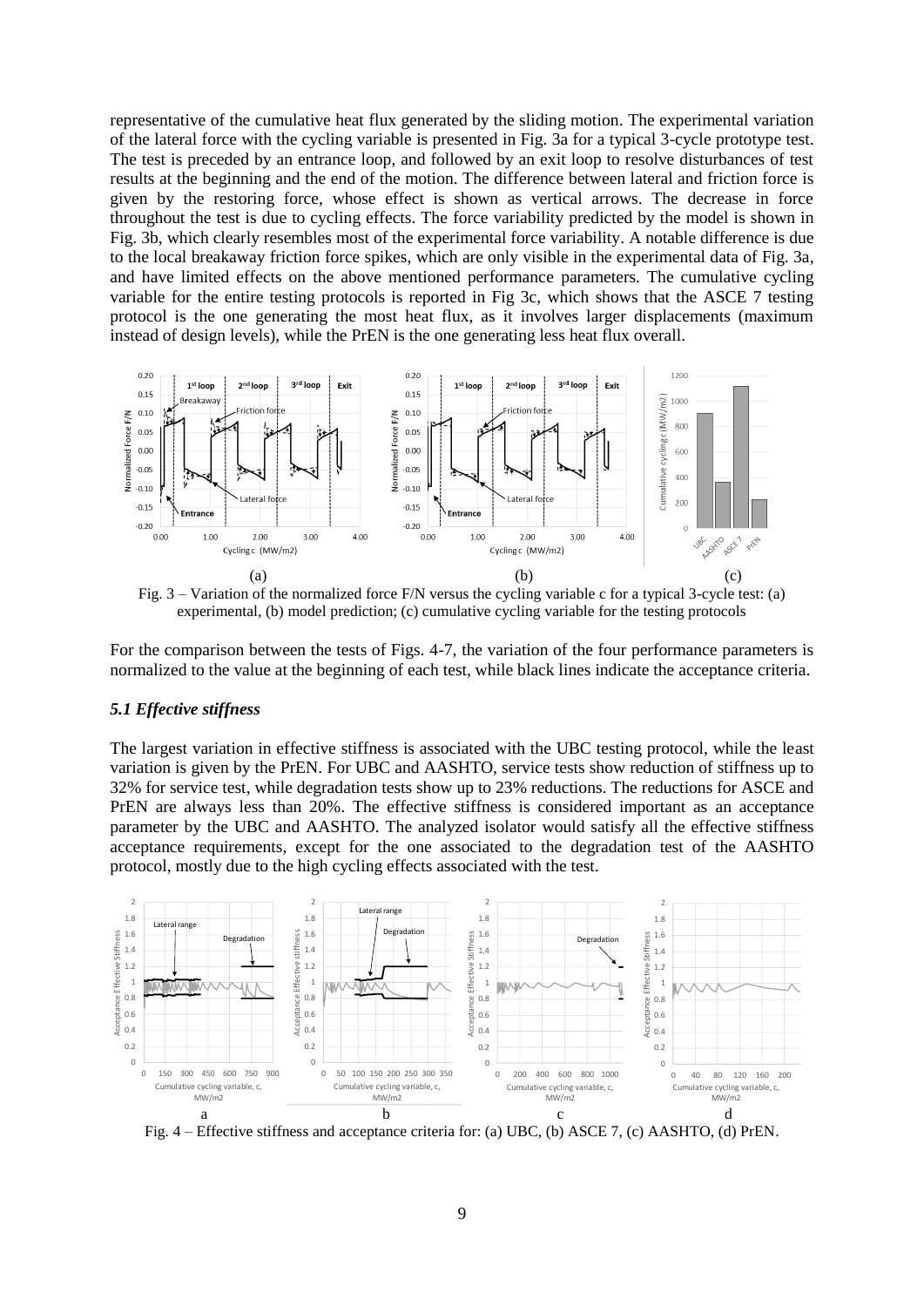representative of the cumulative heat flux generated by the sliding motion. The experimental variation of the lateral force with the cycling variable is presented in Fig. 3a for a typical 3-cycle prototype test. The test is preceded by an entrance loop, and followed by an exit loop to resolve disturbances of test results at the beginning and the end of the motion. The difference between lateral and friction force is given by the restoring force, whose effect is shown as vertical arrows. The decrease in force throughout the test is due to cycling effects. The force variability predicted by the model is shown in Fig. 3b, which clearly resembles most of the experimental force variability. A notable difference is due to the local breakaway friction force spikes, which are only visible in the experimental data of Fig. 3a, and have limited effects on the above mentioned performance parameters. The cumulative cycling variable for the entire testing protocols is reported in Fig 3c, which shows that the ASCE 7 testing protocol is the one generating the most heat flux, as it involves larger displacements (maximum instead of design levels), while the PrEN is the one generating less heat flux overall.

Fig. 3 – Variation of the normalized force F/N versus the cycling variable c for a typical 3-cycle test: (a) experimental, (b) model prediction; (c) cumulative cycling variable for the testing protocols

For the comparison between the tests of Figs. 4-7, the variation of the four performance parameters is normalized to the value at the beginning of each test, while black lines indicate the acceptance criteria.

### *5.1 Effective stiffness*

The largest variation in effective stiffness is associated with the UBC testing protocol, while the least variation is given by the PrEN. For UBC and AASHTO, service tests show reduction of stiffness up to 32% for service test, while degradation tests show up to 23% reductions. The reductions for ASCE and PrEN are always less than 20%. The effective stiffness is considered important as an acceptance parameter by the UBC and AASHTO. The analyzed isolator would satisfy all the effective stiffness acceptance requirements, except for the one associated to the degradation test of the AASHTO protocol, mostly due to the high cycling effects associated with the test.

Fig. 4 – Effective stiffness and acceptance criteria for: (a) UBC, (b) ASCE 7, (c) AASHTO, (d) PrEN.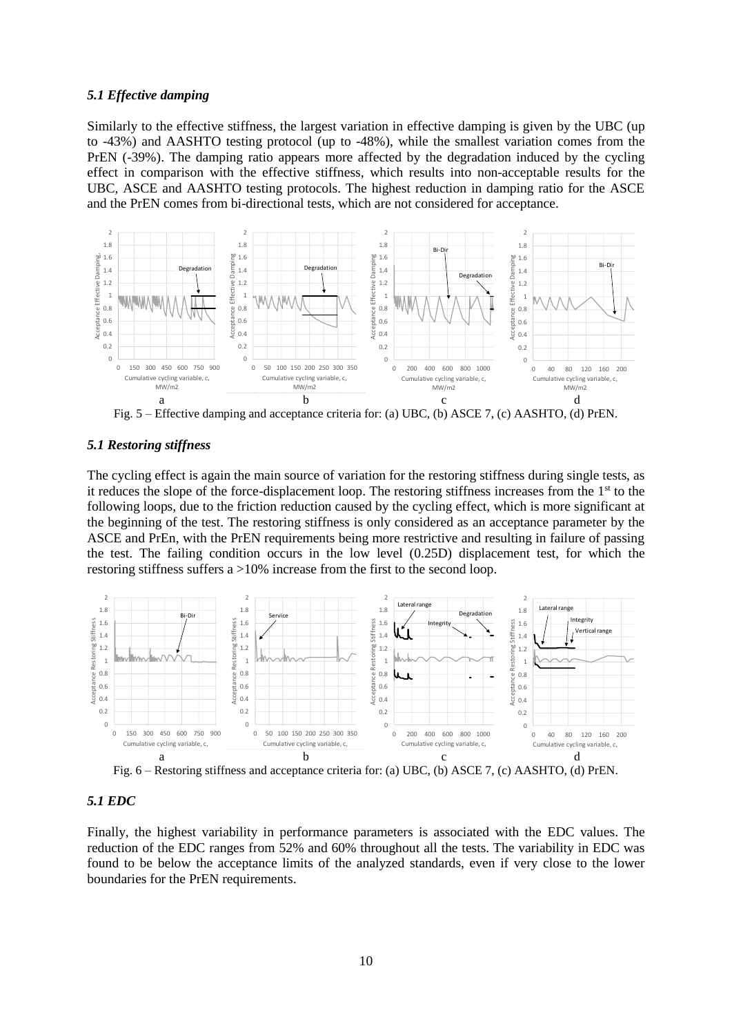### *5.1 Effective damping*

Similarly to the effective stiffness, the largest variation in effective damping is given by the UBC (up to -43%) and AASHTO testing protocol (up to -48%), while the smallest variation comes from the PrEN (-39%). The damping ratio appears more affected by the degradation induced by the cycling effect in comparison with the effective stiffness, which results into non-acceptable results for the UBC, ASCE and AASHTO testing protocols. The highest reduction in damping ratio for the ASCE and the PrEN comes from bi-directional tests, which are not considered for acceptance.

Fig. 5 – Effective damping and acceptance criteria for: (a) UBC, (b) ASCE 7, (c) AASHTO, (d) PrEN.

### *5.1 Restoring stiffness*

The cycling effect is again the main source of variation for the restoring stiffness during single tests, as it reduces the slope of the force-displacement loop. The restoring stiffness increases from the 1[st] to the following loops, due to the friction reduction caused by the cycling effect, which is more significant at the beginning of the test. The restoring stiffness is only considered as an acceptance parameter by the ASCE and PrEn, with the PrEN requirements being more restrictive and resulting in failure of passing the test. The failing condition occurs in the low level (0.25D) displacement test, for which the restoring stiffness suffers a >10% increase from the first to the second loop.

Fig. 6 – Restoring stiffness and acceptance criteria for: (a) UBC, (b) ASCE 7, (c) AASHTO, (d) PrEN.

### *5.1 EDC*

Finally, the highest variability in performance parameters is associated with the EDC values. The reduction of the EDC ranges from 52% and 60% throughout all the tests. The variability in EDC was found to be below the acceptance limits of the analyzed standards, even if very close to the lower boundaries for the PrEN requirements.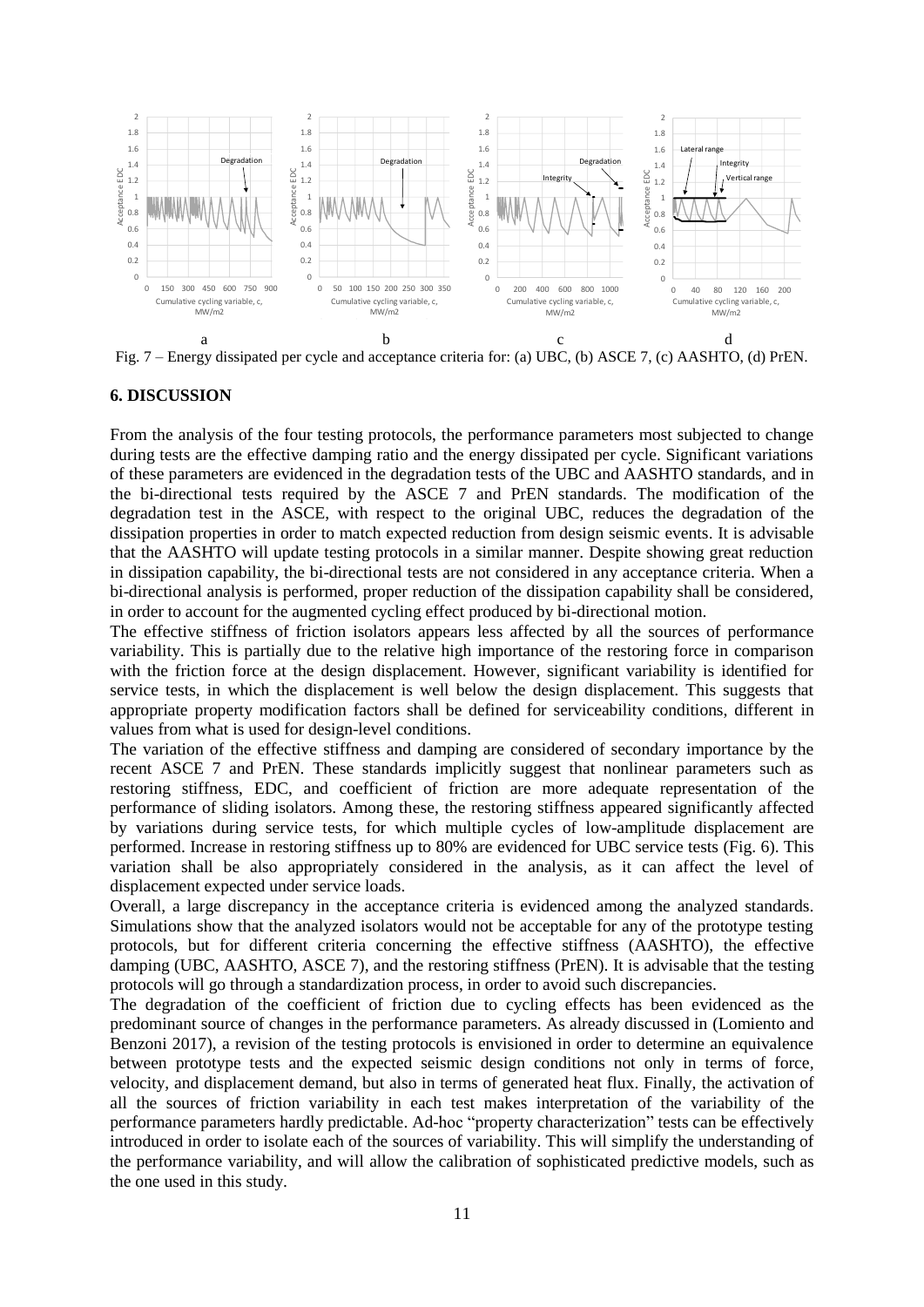Fig. 7 – Energy dissipated per cycle and acceptance criteria for: (a) UBC, (b) ASCE 7, (c) AASHTO, (d) PrEN.

## 6. DISCUSSION

From the analysis of the four testing protocols, the performance parameters most subjected to change during tests are the effective damping ratio and the energy dissipated per cycle. Significant variations of these parameters are evidenced in the degradation tests of the UBC and AASHTO standards, and in the bi-directional tests required by the ASCE 7 and PrEN standards. The modification of the degradation test in the ASCE, with respect to the original UBC, reduces the degradation of the dissipation properties in order to match expected reduction from design seismic events. It is advisable that the AASHTO will update testing protocols in a similar manner. Despite showing great reduction in dissipation capability, the bi-directional tests are not considered in any acceptance criteria. When a bi-directional analysis is performed, proper reduction of the dissipation capability shall be considered, in order to account for the augmented cycling effect produced by bi-directional motion.

The effective stiffness of friction isolators appears less affected by all the sources of performance variability. This is partially due to the relative high importance of the restoring force in comparison with the friction force at the design displacement. However, significant variability is identified for service tests, in which the displacement is well below the design displacement. This suggests that appropriate property modification factors shall be defined for serviceability conditions, different in values from what is used for design-level conditions.

The variation of the effective stiffness and damping are considered of secondary importance by the recent ASCE 7 and PrEN. These standards implicitly suggest that nonlinear parameters such as restoring stiffness, EDC, and coefficient of friction are more adequate representation of the performance of sliding isolators. Among these, the restoring stiffness appeared significantly affected by variations during service tests, for which multiple cycles of low-amplitude displacement are performed. Increase in restoring stiffness up to 80% are evidenced for UBC service tests (Fig. 6). This variation shall be also appropriately considered in the analysis, as it can affect the level of displacement expected under service loads.

Overall, a large discrepancy in the acceptance criteria is evidenced among the analyzed standards. Simulations show that the analyzed isolators would not be acceptable for any of the prototype testing protocols, but for different criteria concerning the effective stiffness (AASHTO), the effective damping (UBC, AASHTO, ASCE 7), and the restoring stiffness (PrEN). It is advisable that the testing protocols will go through a standardization process, in order to avoid such discrepancies.

The degradation of the coefficient of friction due to cycling effects has been evidenced as the predominant source of changes in the performance parameters. As already discussed in (Lomiento and Benzoni 2017), a revision of the testing protocols is envisioned in order to determine an equivalence between prototype tests and the expected seismic design conditions not only in terms of force, velocity, and displacement demand, but also in terms of generated heat flux. Finally, the activation of all the sources of friction variability in each test makes interpretation of the variability of the performance parameters hardly predictable. Ad-hoc "property characterization" tests can be effectively introduced in order to isolate each of the sources of variability. This will simplify the understanding of the performance variability, and will allow the calibration of sophisticated predictive models, such as the one used in this study.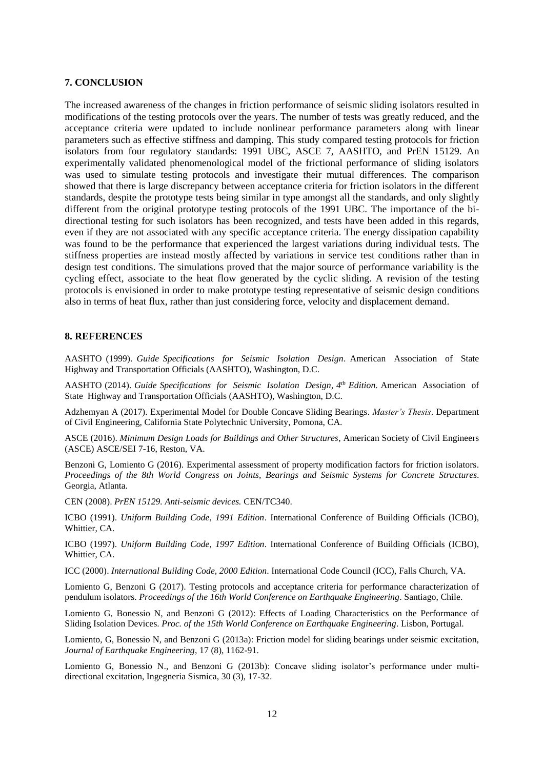## 7. CONCLUSION

The increased awareness of the changes in friction performance of seismic sliding isolators resulted in modifications of the testing protocols over the years. The number of tests was greatly reduced, and the acceptance criteria were updated to include nonlinear performance parameters along with linear parameters such as effective stiffness and damping. This study compared testing protocols for friction isolators from four regulatory standards: 1991 UBC, ASCE 7, AASHTO, and PrEN 15129. An experimentally validated phenomenological model of the frictional performance of sliding isolators was used to simulate testing protocols and investigate their mutual differences. The comparison showed that there is large discrepancy between acceptance criteria for friction isolators in the different standards, despite the prototype tests being similar in type amongst all the standards, and only slightly different from the original prototype testing protocols of the 1991 UBC. The importance of the bi-directional testing for such isolators has been recognized, and tests have been added in this regards, even if they are not associated with any specific acceptance criteria. The energy dissipation capability was found to be the performance that experienced the largest variations during individual tests. The stiffness properties are instead mostly affected by variations in service test conditions rather than in design test conditions. The simulations proved that the major source of performance variability is the cycling effect, associate to the heat flow generated by the cyclic sliding. A revision of the testing protocols is envisioned in order to make prototype testing representative of seismic design conditions also in terms of heat flux, rather than just considering force, velocity and displacement demand.

## 8. REFERENCES

AASHTO (1999). *Guide Specifications for Seismic Isolation Design*. American Association of State Highway and Transportation Officials (AASHTO), Washington, D.C.

AASHTO (2014). *Guide Specifications for Seismic Isolation Design, 4th Edition*. American Association of State Highway and Transportation Officials (AASHTO), Washington, D.C.

Adzhemyan A (2017). Experimental Model for Double Concave Sliding Bearings. *Master's Thesis*. Department of Civil Engineering, California State Polytechnic University, Pomona, CA.

ASCE (2016). *Minimum Design Loads for Buildings and Other Structures*, American Society of Civil Engineers (ASCE) ASCE/SEI 7-16, Reston, VA.

Benzoni G, Lomiento G (2016). Experimental assessment of property modification factors for friction isolators. *Proceedings of the 8th World Congress on Joints, Bearings and Seismic Systems for Concrete Structures.* Georgia, Atlanta.

CEN (2008). *PrEN 15129. Anti-seismic devices.* CEN/TC340.

ICBO (1991). *Uniform Building Code, 1991 Edition*. International Conference of Building Officials (ICBO), Whittier, CA.

ICBO (1997). *Uniform Building Code, 1997 Edition*. International Conference of Building Officials (ICBO), Whittier, CA.

ICC (2000). *International Building Code, 2000 Edition*. International Code Council (ICC), Falls Church, VA.

Lomiento G, Benzoni G (2017). Testing protocols and acceptance criteria for performance characterization of pendulum isolators. *Proceedings of the 16th World Conference on Earthquake Engineering*. Santiago, Chile.

Lomiento G, Bonessio N, and Benzoni G (2012): Effects of Loading Characteristics on the Performance of Sliding Isolation Devices. *Proc. of the 15th World Conference on Earthquake Engineering*. Lisbon, Portugal.

Lomiento, G, Bonessio N, and Benzoni G (2013a): Friction model for sliding bearings under seismic excitation, *Journal of Earthquake Engineering*, 17 (8), 1162-91.

Lomiento G, Bonessio N., and Benzoni G (2013b): Concave sliding isolator's performance under multi-directional excitation, Ingegneria Sismica, 30 (3), 17-32.